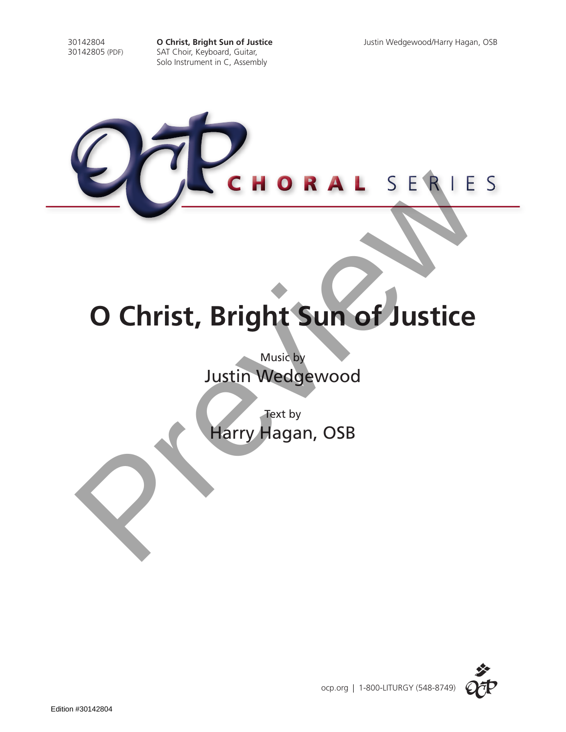30142804
30142805 (PDF)

**O Christ, Bright Sun of Justice**
SAT Choir, Keyboard, Guitar,
Solo Instrument in C, Assembly

Justin Wedgewood/Harry Hagan, OSB

OCP CHORAL SERIES

# O Christ, Bright Sun of Justice

Music by
Justin Wedgewood

Text by
Harry Hagan, OSB

ocp.org | 1-800-LITURGY (548-8749)

Edition #30142804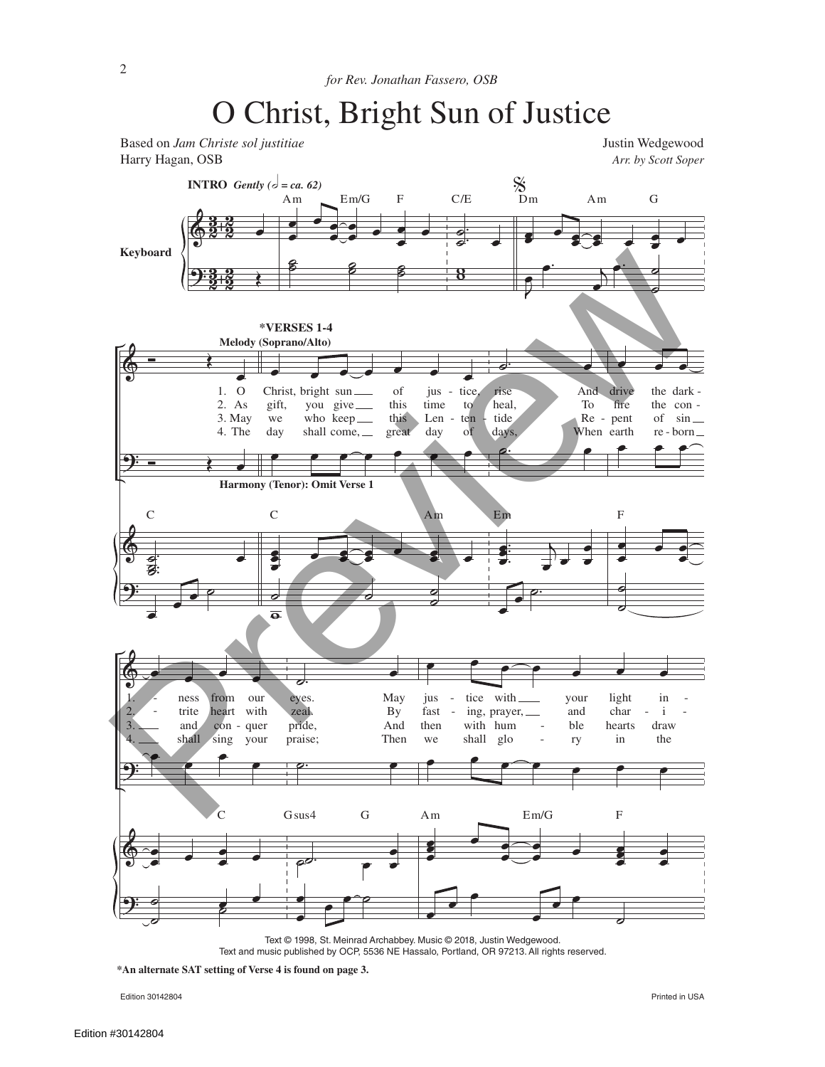*for Rev. Jonathan Fassero, OSB*

# O Christ, Bright Sun of Justice

Based on *Jam Christe sol justitiae*
Harry Hagan, OSB

Justin Wedgewood
*Arr. by Scott Soper*

**INTRO** *Gently (𝅗𝅥 = ca. 62)*

Am Em/G F C/E Dm Am G

Keyboard

**\*VERSES 1-4**
**Melody (Soprano/Alto)**

1. O Christ, bright sun of jus - tice, rise And drive the dark - ness from our eyes. May jus - tice with your light in -
2. As gift, you give this time to heal, To fire the con - trite heart with zeal. By fast - ing, prayer, and char - i -
3. May we who keep this Len - ten - tide Re - pent of sin and con - quer pride, And then with hum - ble hearts draw
4. The day shall come, great day of days, When earth re - born shall sing your praise; Then we shall glo - ry in the

**Harmony (Tenor): Omit Verse 1**

C C Am Em F

C Gsus4 G Am Em/G F

Text © 1998, St. Meinrad Archabbey. Music © 2018, Justin Wedgewood.
Text and music published by OCP, 5536 NE Hassalo, Portland, OR 97213. All rights reserved.

**\*An alternate SAT setting of Verse 4 is found on page 3.**

Edition 30142804

Printed in USA

Edition #30142804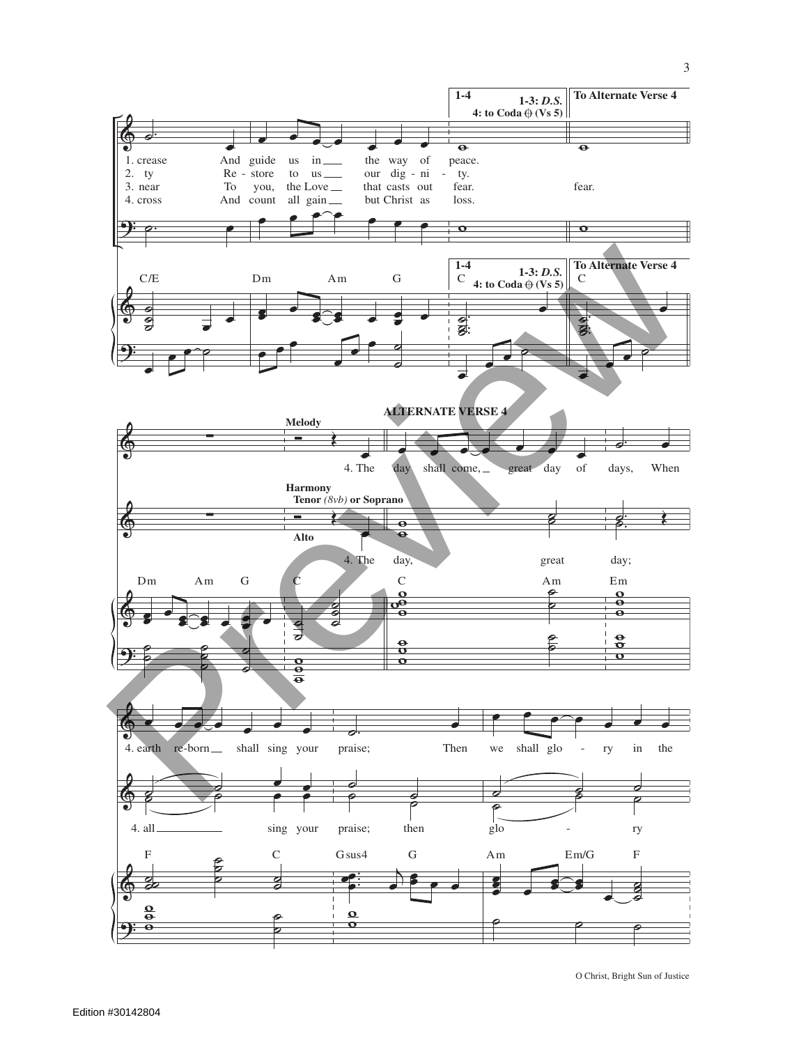1-4 | 1-3: *D.S.* 4: to Coda (Vs 5) | To Alternate Verse 4

1. crease And guide us in the way of peace.
2. ty Re - store to us our dig - ni - ty.
3. near To you, the Love that casts out fear. fear.
4. cross And count all gain but Christ as loss.

C/E Dm Am G C C

## ALTERNATE VERSE 4

**Melody**

4. The day shall come, great day of days, When

**Harmony**
**Tenor** *(8vb)* **or Soprano**
**Alto**

4. The day, great day;

Dm Am G C C Am Em

4. earth re-born shall sing your praise; Then we shall glo - ry in the

4. all sing your praise; then glo - ry

F C Gsus4 G Am Em/G F

O Christ, Bright Sun of Justice

Edition #30142804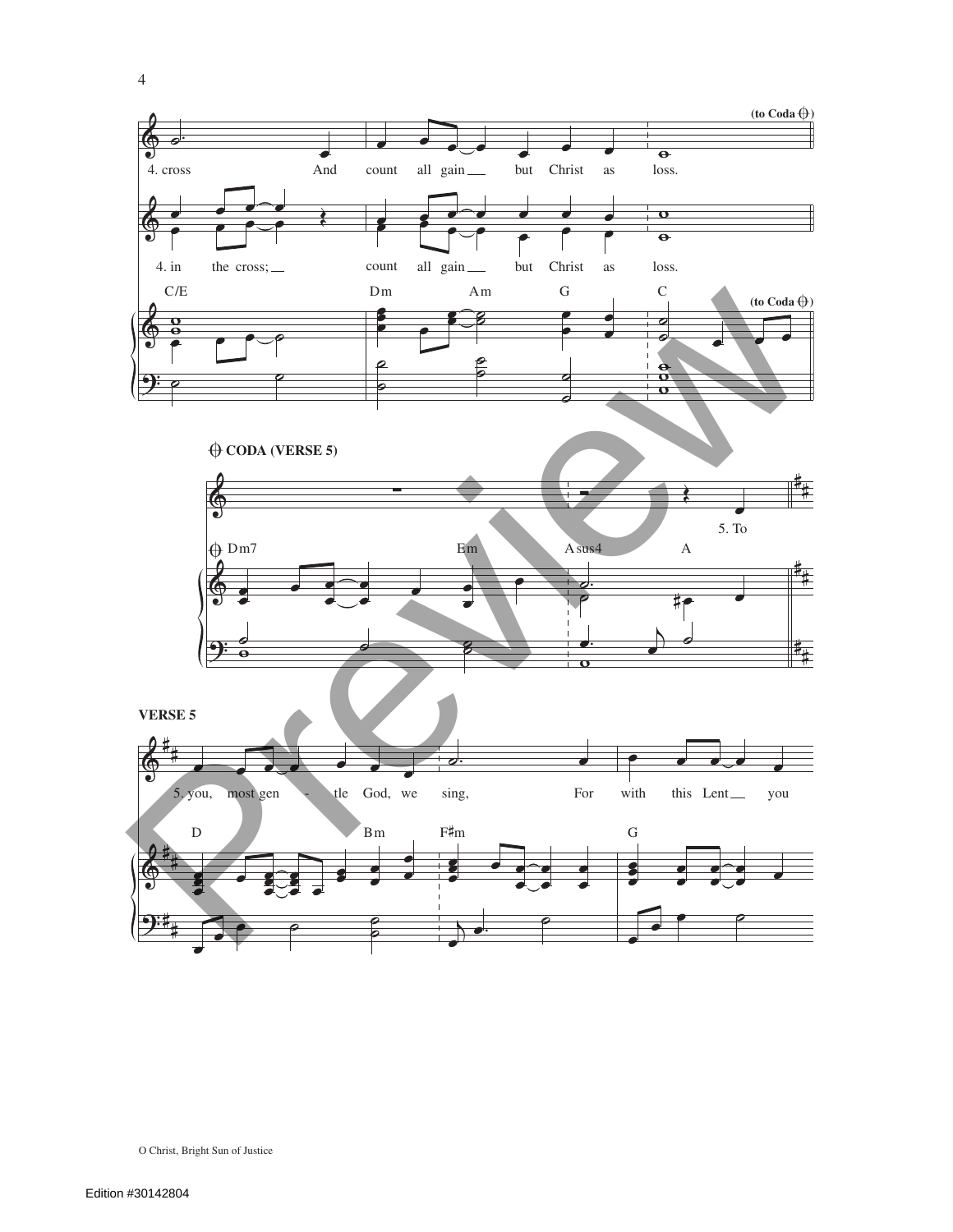(to Coda ⊕)

4. cross And count all gain __ but Christ as loss.

4. in the cross; __ count all gain __ but Christ as loss.

C/E Dm Am G C

(to Coda ⊕)

⊕ CODA (VERSE 5)

5. To

⊕ Dm7 Em Asus4 A

VERSE 5

5. you, most gen - tle God, we sing, For with this Lent __ you

D Bm F♯m G

O Christ, Bright Sun of Justice

Edition #30142804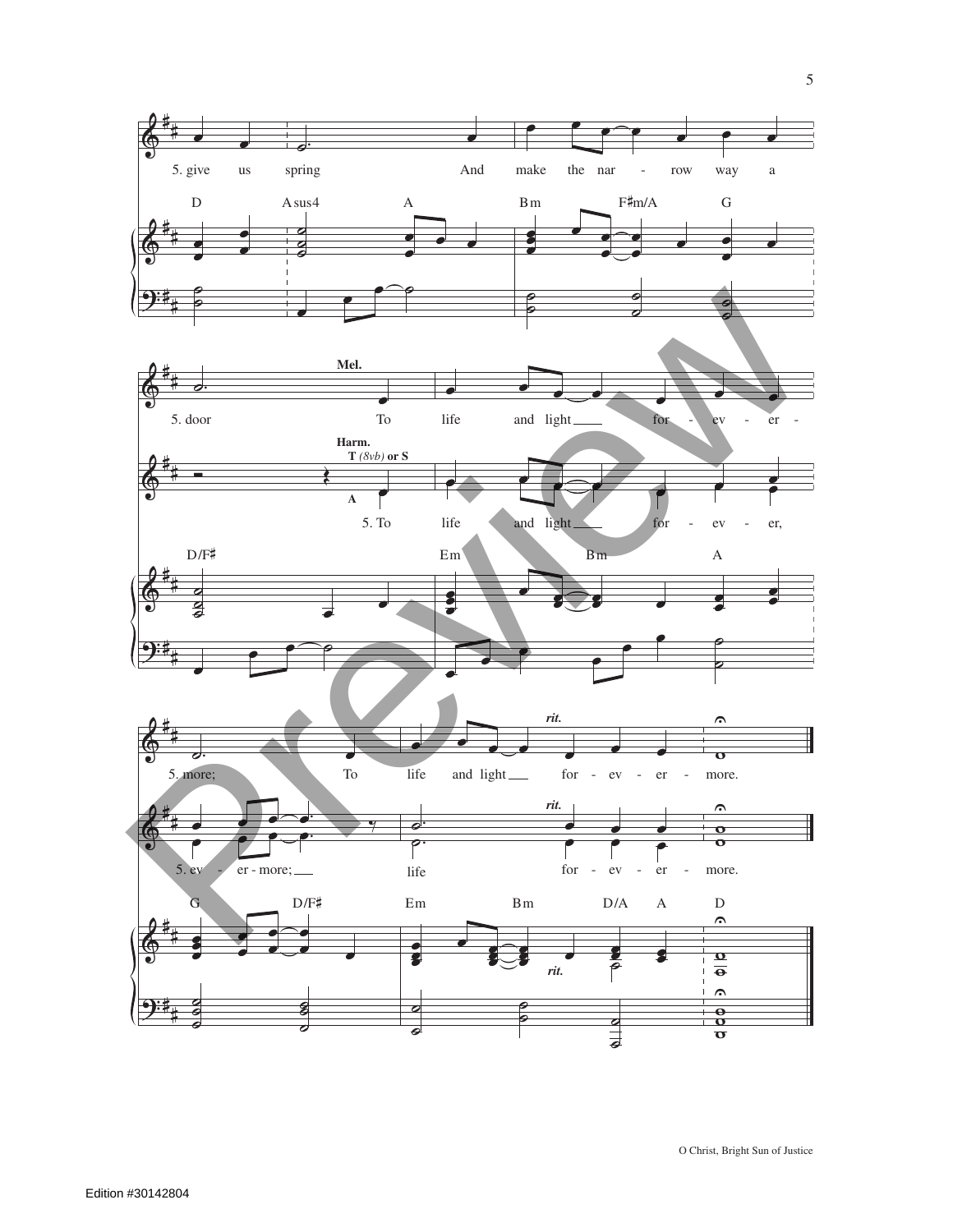5. give us spring And make the nar - row way a

D  Asus4  A  Bm  F♯m/A  G

5. door **Mel.** To life and light ___ for - ev - er -

**Harm.** T *(8vb)* or S

A

5. To life and light ___ for - ev - er,

D/F♯  Em  Bm  A

5. more; To life and light ___ *rit.* for - ev - er - more.

5. ev - er - more; ___ life *rit.* for - ev - er - more.

G  D/F♯  Em  Bm  D/A  A  D

*rit.*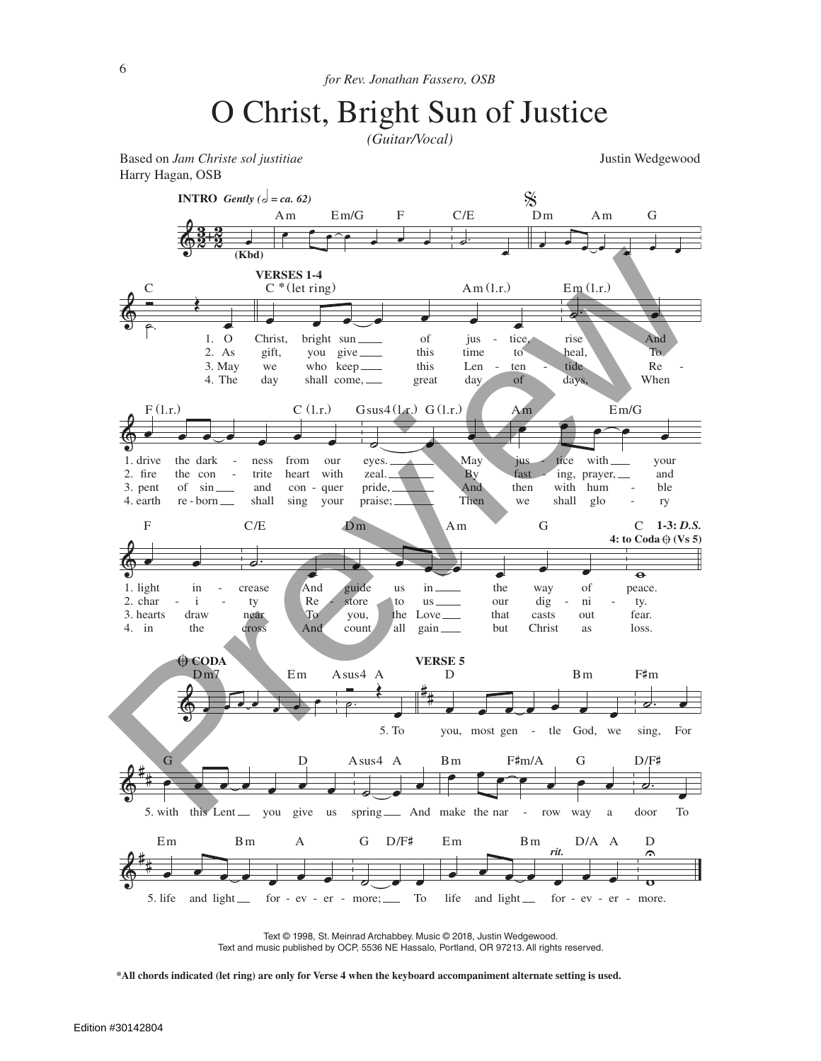*for Rev. Jonathan Fassero, OSB*

# O Christ, Bright Sun of Justice

*(Guitar/Vocal)*

Based on *Jam Christe sol justitiae*
Harry Hagan, OSB

Justin Wedgewood

**INTRO** *Gently (𝅗𝅥 = ca. 62)*

Am Em/G F C/E Dm Am G C

**VERSES 1-4**

C *(let ring) Am (l.r.) Em (l.r.) F (l.r.) C (l.r.) Gsus4 (l.r.) G (l.r.) Am Em/G F C/E Dm Am G C

1. O Christ, bright sun of justice, rise And drive the darkness from our eyes. May justice with your light increase And guide us in the way of peace.
2. As gift, you give this time to heal, To fire the contrite heart with zeal. By fasting, prayer, and charity Restore to us our dignity.
3. May we who keep this Lententide Repent of sin and conquer pride, And then with humble hearts draw near To you, the Love that casts out fear.
4. The day shall come, great day of days, When earth reborn shall sing your praise; Then we shall glory in the cross And count all gain but Christ as loss.

**1-3: *D.S.***
**4: to Coda (Vs 5)**

**CODA**

Dm7 Em Asus4 A

**VERSE 5**

D Bm F♯m G D Asus4 A Bm F♯m/A G D/F♯ Em Bm A G D/F♯ Em Bm D/A A D

5. To you, most gentle God, we sing, For with this Lent you give us spring And make the narrow way a door To life and light forevermore; To life and light forevermore.

*rit.*

Text © 1998, St. Meinrad Archabbey. Music © 2018, Justin Wedgewood.
Text and music published by OCP, 5536 NE Hassalo, Portland, OR 97213. All rights reserved.

***All chords indicated (let ring) are only for Verse 4 when the keyboard accompaniment alternate setting is used.**

Edition #30142804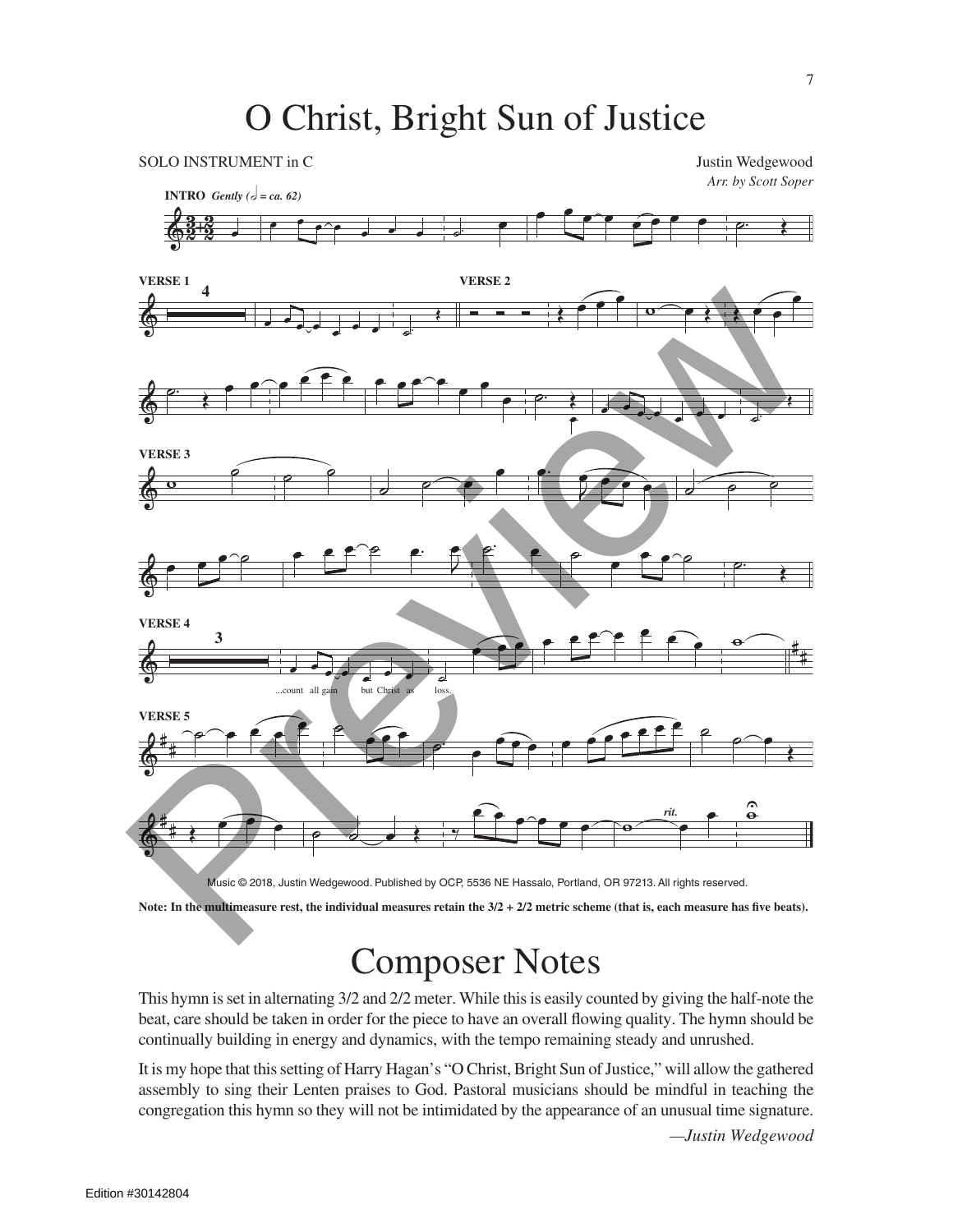# O Christ, Bright Sun of Justice

SOLO INSTRUMENT in C

Justin Wedgewood
*Arr. by Scott Soper*

**INTRO** *Gently (𝅗𝅥 = ca. 62)*

**VERSE 1**

**VERSE 2**

**VERSE 3**

**VERSE 4**

...count all gain but Christ as loss.

**VERSE 5**

*rit.*

Music © 2018, Justin Wedgewood. Published by OCP, 5536 NE Hassalo, Portland, OR 97213. All rights reserved.

**Note: In the multimeasure rest, the individual measures retain the 3/2 + 2/2 metric scheme (that is, each measure has five beats).**

# Composer Notes

This hymn is set in alternating 3/2 and 2/2 meter. While this is easily counted by giving the half-note the beat, care should be taken in order for the piece to have an overall flowing quality. The hymn should be continually building in energy and dynamics, with the tempo remaining steady and unrushed.

It is my hope that this setting of Harry Hagan's "O Christ, Bright Sun of Justice," will allow the gathered assembly to sing their Lenten praises to God. Pastoral musicians should be mindful in teaching the congregation this hymn so they will not be intimidated by the appearance of an unusual time signature.

*—Justin Wedgewood*

Edition #30142804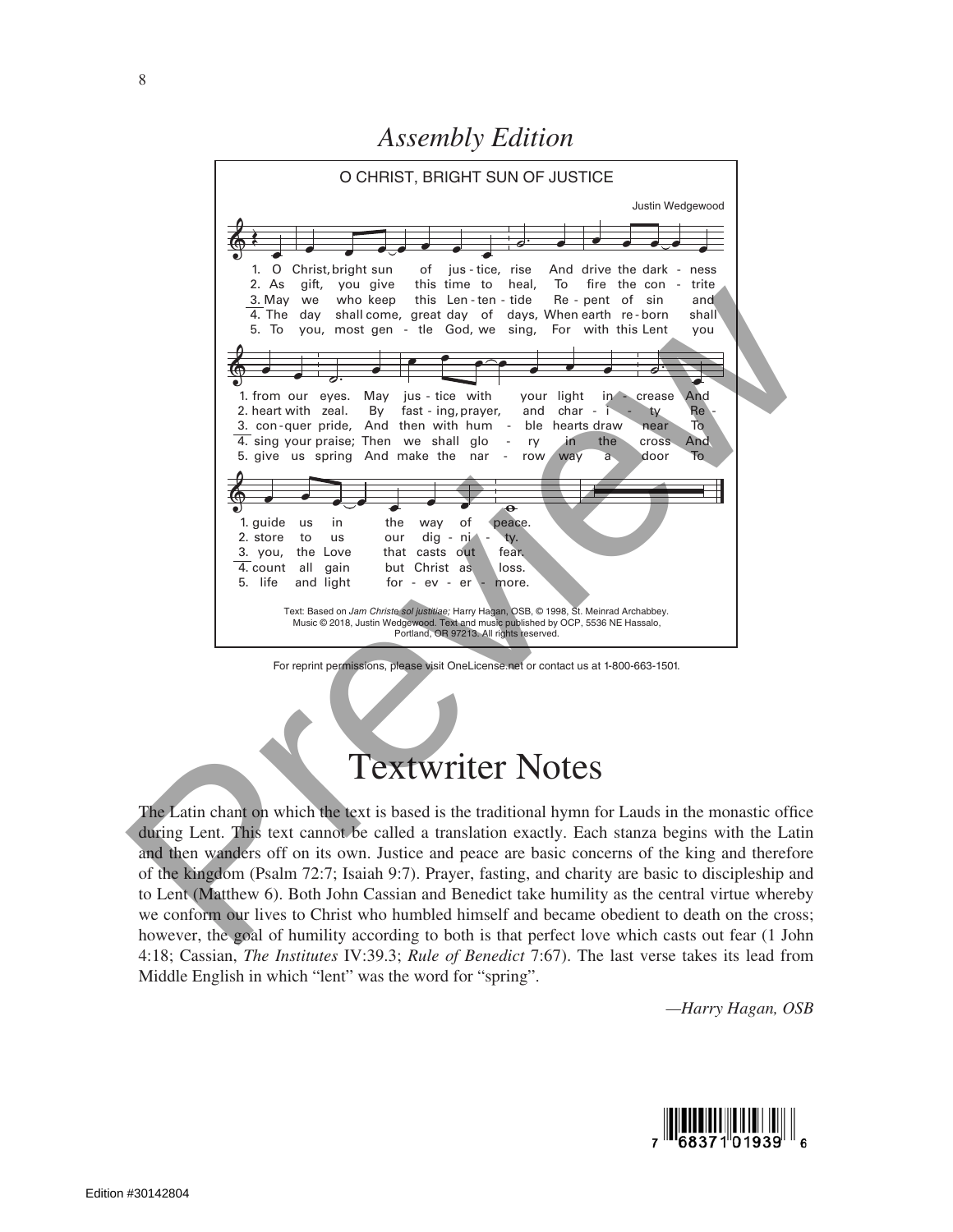*Assembly Edition*

O CHRIST, BRIGHT SUN OF JUSTICE

Justin Wedgewood

1. O Christ, bright sun of jus - tice, rise And drive the dark - ness
2. As gift, you give this time to heal, To fire the con - trite
3. May we who keep this Len - ten - tide Re - pent of sin and
4. The day shall come, great day of days, When earth re - born shall
5. To you, most gen - tle God, we sing, For with this Lent you

1. from our eyes. May jus - tice with your light in - crease And
2. heart with zeal. By fast - ing, prayer, and char - i - ty Re -
3. con - quer pride, And then with hum - ble hearts draw near To
4. sing your praise; Then we shall glo - ry in the cross And
5. give us spring And make the nar - row way a door To

1. guide us in the way of peace.
2. store to us our dig - ni - ty.
3. you, the Love that casts out fear.
4. count all gain but Christ as loss.
5. life and light for - ev - er - more.

Text: Based on *Jam Christe sol justitiae;* Harry Hagan, OSB, © 1998, St. Meinrad Archabbey. Music © 2018, Justin Wedgewood. Text and music published by OCP, 5536 NE Hassalo, Portland, OR 97213. All rights reserved.

For reprint permissions, please visit OneLicense.net or contact us at 1-800-663-1501.

# Textwriter Notes

The Latin chant on which the text is based is the traditional hymn for Lauds in the monastic office during Lent. This text cannot be called a translation exactly. Each stanza begins with the Latin and then wanders off on its own. Justice and peace are basic concerns of the king and therefore of the kingdom (Psalm 72:7; Isaiah 9:7). Prayer, fasting, and charity are basic to discipleship and to Lent (Matthew 6). Both John Cassian and Benedict take humility as the central virtue whereby we conform our lives to Christ who humbled himself and became obedient to death on the cross; however, the goal of humility according to both is that perfect love which casts out fear (1 John 4:18; Cassian, *The Institutes* IV:39.3; *Rule of Benedict* 7:67). The last verse takes its lead from Middle English in which "lent" was the word for "spring".

*—Harry Hagan, OSB*

7 68371 01939 6

Edition #30142804